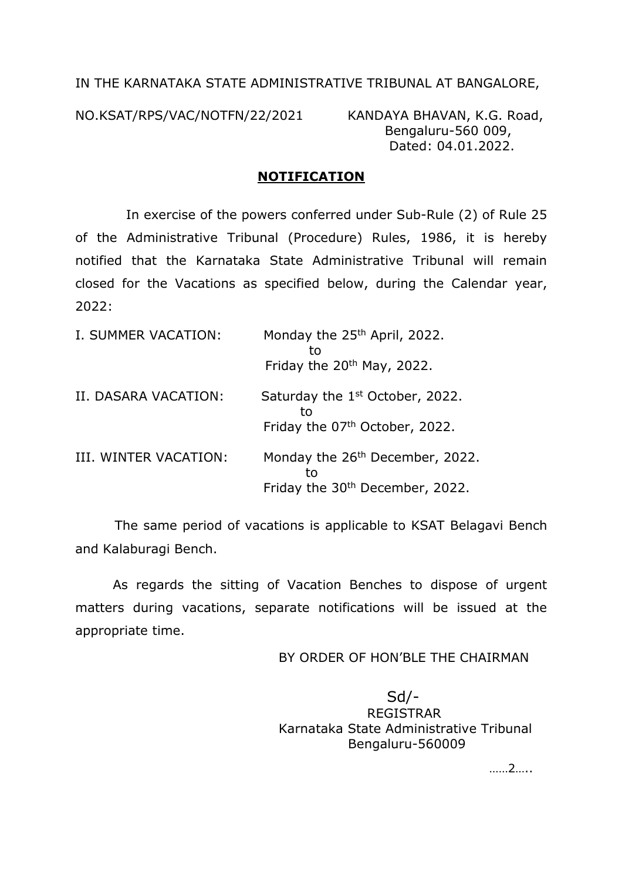IN THE KARNATAKA STATE ADMINISTRATIVE TRIBUNAL AT BANGALORE,

NO.KSAT/RPS/VAC/NOTFN/22/2021

KANDAYA BHAVAN, K.G. Road,
Bengaluru-560 009,
Dated: 04.01.2022.

## NOTIFICATION

In exercise of the powers conferred under Sub-Rule (2) of Rule 25 of the Administrative Tribunal (Procedure) Rules, 1986, it is hereby notified that the Karnataka State Administrative Tribunal will remain closed for the Vacations as specified below, during the Calendar year, 2022:

| | |
|---|---|
| I. SUMMER VACATION: | Monday the 25th April, 2022. to Friday the 20th May, 2022. |
| II. DASARA VACATION: | Saturday the 1st October, 2022. to Friday the 07th October, 2022. |
| III. WINTER VACATION: | Monday the 26th December, 2022. to Friday the 30th December, 2022. |

The same period of vacations is applicable to KSAT Belagavi Bench and Kalaburagi Bench.

As regards the sitting of Vacation Benches to dispose of urgent matters during vacations, separate notifications will be issued at the appropriate time.

BY ORDER OF HON'BLE THE CHAIRMAN

Sd/-
REGISTRAR
Karnataka State Administrative Tribunal
Bengaluru-560009

……2…..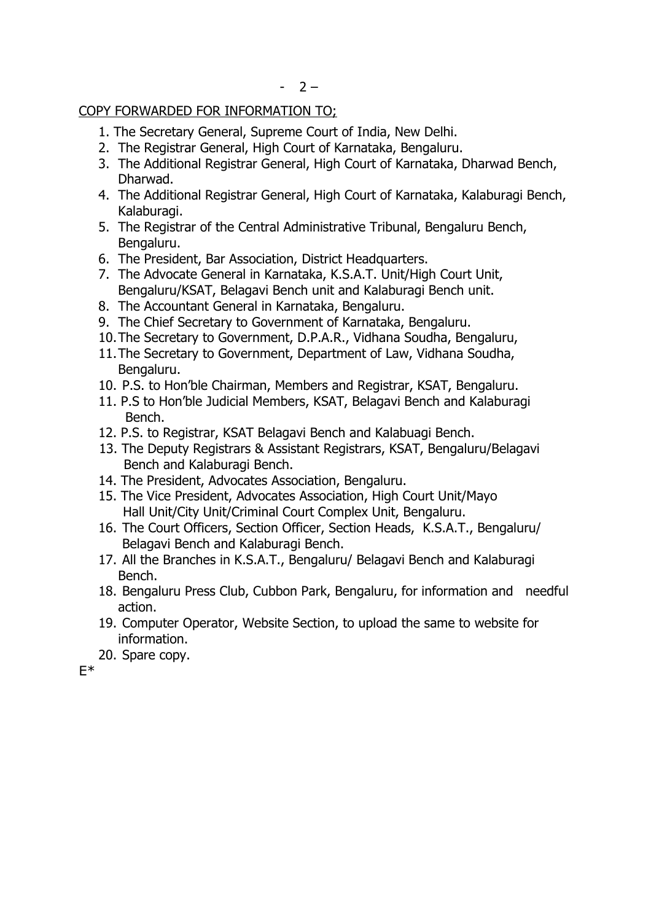COPY FORWARDED FOR INFORMATION TO;

1. The Secretary General, Supreme Court of India, New Delhi.
2. The Registrar General, High Court of Karnataka, Bengaluru.
3. The Additional Registrar General, High Court of Karnataka, Dharwad Bench, Dharwad.
4. The Additional Registrar General, High Court of Karnataka, Kalaburagi Bench, Kalaburagi.
5. The Registrar of the Central Administrative Tribunal, Bengaluru Bench, Bengaluru.
6. The President, Bar Association, District Headquarters.
7. The Advocate General in Karnataka, K.S.A.T. Unit/High Court Unit, Bengaluru/KSAT, Belagavi Bench unit and Kalaburagi Bench unit.
8. The Accountant General in Karnataka, Bengaluru.
9. The Chief Secretary to Government of Karnataka, Bengaluru.
10. The Secretary to Government, D.P.A.R., Vidhana Soudha, Bengaluru,
11. The Secretary to Government, Department of Law, Vidhana Soudha, Bengaluru.

10. P.S. to Hon'ble Chairman, Members and Registrar, KSAT, Bengaluru.
11. P.S to Hon'ble Judicial Members, KSAT, Belagavi Bench and Kalaburagi Bench.
12. P.S. to Registrar, KSAT Belagavi Bench and Kalabuagi Bench.
13. The Deputy Registrars & Assistant Registrars, KSAT, Bengaluru/Belagavi Bench and Kalaburagi Bench.
14. The President, Advocates Association, Bengaluru.
15. The Vice President, Advocates Association, High Court Unit/Mayo Hall Unit/City Unit/Criminal Court Complex Unit, Bengaluru.
16. The Court Officers, Section Officer, Section Heads, K.S.A.T., Bengaluru/ Belagavi Bench and Kalaburagi Bench.
17. All the Branches in K.S.A.T., Bengaluru/ Belagavi Bench and Kalaburagi Bench.
18. Bengaluru Press Club, Cubbon Park, Bengaluru, for information and needful action.
19. Computer Operator, Website Section, to upload the same to website for information.
20. Spare copy.

E*